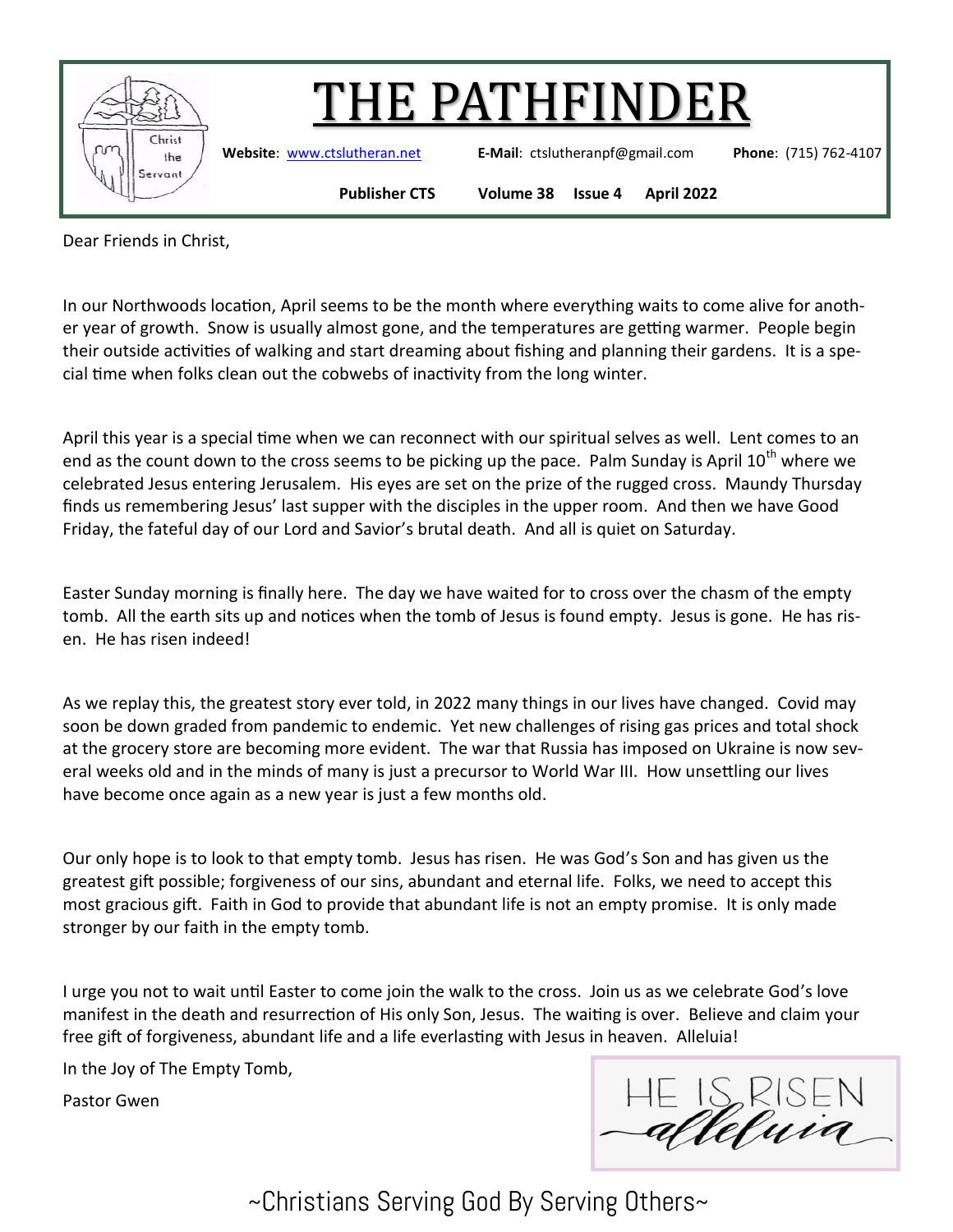# THE PATHFINDER

**Website**: www.ctslutheran.net **E-Mail**: ctslutheranpf@gmail.com **Phone**: (715) 762-4107

**Publisher CTS** **Volume 38** **Issue 4** **April 2022**

Dear Friends in Christ,

In our Northwoods location, April seems to be the month where everything waits to come alive for another year of growth. Snow is usually almost gone, and the temperatures are getting warmer. People begin their outside activities of walking and start dreaming about fishing and planning their gardens. It is a special time when folks clean out the cobwebs of inactivity from the long winter.

April this year is a special time when we can reconnect with our spiritual selves as well. Lent comes to an end as the count down to the cross seems to be picking up the pace. Palm Sunday is April 10th where we celebrated Jesus entering Jerusalem. His eyes are set on the prize of the rugged cross. Maundy Thursday finds us remembering Jesus' last supper with the disciples in the upper room. And then we have Good Friday, the fateful day of our Lord and Savior's brutal death. And all is quiet on Saturday.

Easter Sunday morning is finally here. The day we have waited for to cross over the chasm of the empty tomb. All the earth sits up and notices when the tomb of Jesus is found empty. Jesus is gone. He has risen. He has risen indeed!

As we replay this, the greatest story ever told, in 2022 many things in our lives have changed. Covid may soon be down graded from pandemic to endemic. Yet new challenges of rising gas prices and total shock at the grocery store are becoming more evident. The war that Russia has imposed on Ukraine is now several weeks old and in the minds of many is just a precursor to World War III. How unsettling our lives have become once again as a new year is just a few months old.

Our only hope is to look to that empty tomb. Jesus has risen. He was God's Son and has given us the greatest gift possible; forgiveness of our sins, abundant and eternal life. Folks, we need to accept this most gracious gift. Faith in God to provide that abundant life is not an empty promise. It is only made stronger by our faith in the empty tomb.

I urge you not to wait until Easter to come join the walk to the cross. Join us as we celebrate God's love manifest in the death and resurrection of His only Son, Jesus. The waiting is over. Believe and claim your free gift of forgiveness, abundant life and a life everlasting with Jesus in heaven. Alleluia!

In the Joy of The Empty Tomb,

Pastor Gwen

HE IS RISEN
*alleluia*

~Christians Serving God By Serving Others~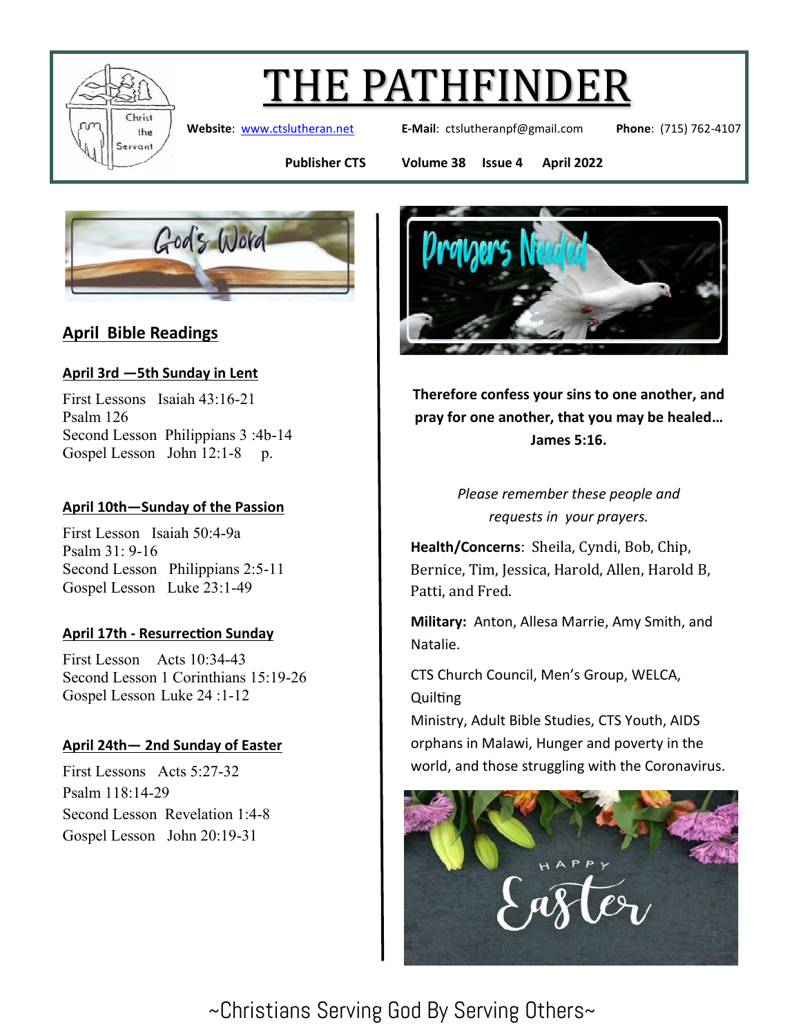# THE PATHFINDER

**Website**: www.ctslutheran.net **E-Mail**: ctslutheranpf@gmail.com **Phone**: (715) 762-4107

**Publisher CTS Volume 38 Issue 4 April 2022**

God's Word

## April Bible Readings

### April 3rd —5th Sunday in Lent

First Lessons Isaiah 43:16-21
Psalm 126
Second Lesson Philippians 3 :4b-14
Gospel Lesson John 12:1-8 p.

### April 10th—Sunday of the Passion

First Lesson Isaiah 50:4-9a
Psalm 31: 9-16
Second Lesson Philippians 2:5-11
Gospel Lesson Luke 23:1-49

### April 17th - Resurrection Sunday

First Lesson Acts 10:34-43
Second Lesson 1 Corinthians 15:19-26
Gospel Lesson Luke 24 :1-12

### April 24th— 2nd Sunday of Easter

First Lessons Acts 5:27-32
Psalm 118:14-29
Second Lesson Revelation 1:4-8
Gospel Lesson John 20:19-31

Prayers Needed

**Therefore confess your sins to one another, and pray for one another, that you may be healed… James 5:16.**

*Please remember these people and requests in your prayers.*

**Health/Concerns**: Sheila, Cyndi, Bob, Chip, Bernice, Tim, Jessica, Harold, Allen, Harold B, Patti, and Fred.

**Military:** Anton, Allesa Marrie, Amy Smith, and Natalie.

CTS Church Council, Men's Group, WELCA, Quilting
Ministry, Adult Bible Studies, CTS Youth, AIDS orphans in Malawi, Hunger and poverty in the world, and those struggling with the Coronavirus.

HAPPY Easter

~Christians Serving God By Serving Others~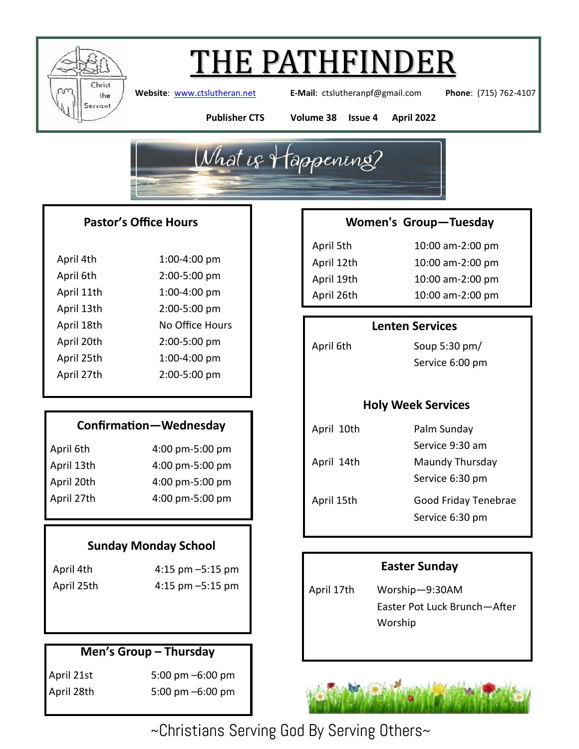# THE PATHFINDER

**Website**: [www.ctslutheran.net](http://www.ctslutheran.net) **E-Mail**: ctslutheranpf@gmail.com **Phone**: (715) 762-4107

**Publisher CTS** **Volume 38** **Issue 4** **April 2022**

## What is Happening?

### Pastor's Office Hours

| | |
|---|---|
| April 4th | 1:00-4:00 pm |
| April 6th | 2:00-5:00 pm |
| April 11th | 1:00-4:00 pm |
| April 13th | 2:00-5:00 pm |
| April 18th | No Office Hours |
| April 20th | 2:00-5:00 pm |
| April 25th | 1:00-4:00 pm |
| April 27th | 2:00-5:00 pm |

### Confirmation—Wednesday

| | |
|---|---|
| April 6th | 4:00 pm-5:00 pm |
| April 13th | 4:00 pm-5:00 pm |
| April 20th | 4:00 pm-5:00 pm |
| April 27th | 4:00 pm-5:00 pm |

### Sunday Monday School

| | |
|---|---|
| April 4th | 4:15 pm –5:15 pm |
| April 25th | 4:15 pm –5:15 pm |

### Men's Group – Thursday

| | |
|---|---|
| April 21st | 5:00 pm –6:00 pm |
| April 28th | 5:00 pm –6:00 pm |

### Women's Group—Tuesday

| | |
|---|---|
| April 5th | 10:00 am-2:00 pm |
| April 12th | 10:00 am-2:00 pm |
| April 19th | 10:00 am-2:00 pm |
| April 26th | 10:00 am-2:00 pm |

### Lenten Services

| | |
|---|---|
| April 6th | Soup 5:30 pm/ Service 6:00 pm |

### Holy Week Services

| | |
|---|---|
| April 10th | Palm Sunday Service 9:30 am |
| April 14th | Maundy Thursday Service 6:30 pm |
| April 15th | Good Friday Tenebrae Service 6:30 pm |

### Easter Sunday

| | |
|---|---|
| April 17th | Worship—9:30AM<br>Easter Pot Luck Brunch—After Worship |

~Christians Serving God By Serving Others~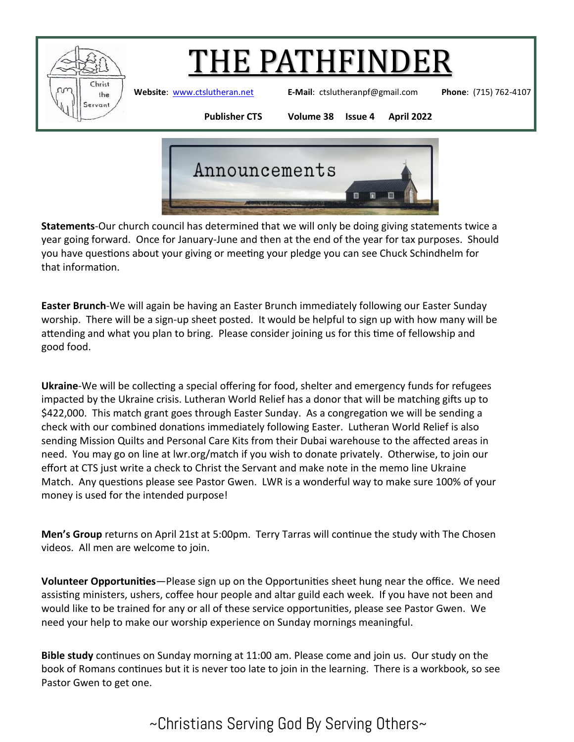# THE PATHFINDER

**Website**: www.ctslutheran.net **E-Mail**: ctslutheranpf@gmail.com **Phone**: (715) 762-4107

**Publisher CTS** **Volume 38** **Issue 4** **April 2022**

## Announcements

**Statements**-Our church council has determined that we will only be doing giving statements twice a year going forward. Once for January-June and then at the end of the year for tax purposes. Should you have questions about your giving or meeting your pledge you can see Chuck Schindhelm for that information.

**Easter Brunch**-We will again be having an Easter Brunch immediately following our Easter Sunday worship. There will be a sign-up sheet posted. It would be helpful to sign up with how many will be attending and what you plan to bring. Please consider joining us for this time of fellowship and good food.

**Ukraine**-We will be collecting a special offering for food, shelter and emergency funds for refugees impacted by the Ukraine crisis. Lutheran World Relief has a donor that will be matching gifts up to $422,000. This match grant goes through Easter Sunday. As a congregation we will be sending a check with our combined donations immediately following Easter. Lutheran World Relief is also sending Mission Quilts and Personal Care Kits from their Dubai warehouse to the affected areas in need. You may go on line at lwr.org/match if you wish to donate privately. Otherwise, to join our effort at CTS just write a check to Christ the Servant and make note in the memo line Ukraine Match. Any questions please see Pastor Gwen. LWR is a wonderful way to make sure 100% of your money is used for the intended purpose!

**Men's Group** returns on April 21st at 5:00pm. Terry Tarras will continue the study with The Chosen videos. All men are welcome to join.

**Volunteer Opportunities**—Please sign up on the Opportunities sheet hung near the office. We need assisting ministers, ushers, coffee hour people and altar guild each week. If you have not been and would like to be trained for any or all of these service opportunities, please see Pastor Gwen. We need your help to make our worship experience on Sunday mornings meaningful.

**Bible study** continues on Sunday morning at 11:00 am. Please come and join us. Our study on the book of Romans continues but it is never too late to join in the learning. There is a workbook, so see Pastor Gwen to get one.

~Christians Serving God By Serving Others~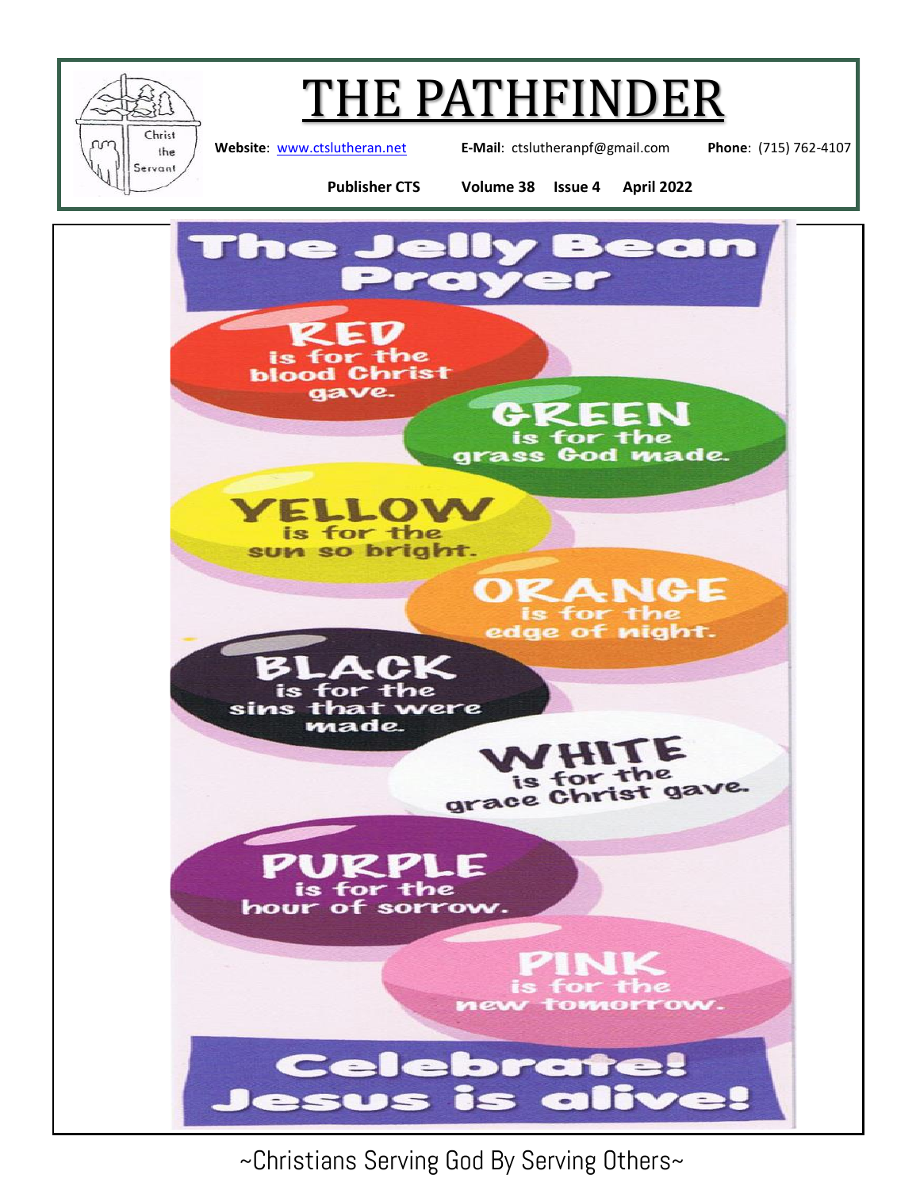# THE PATHFINDER

**Website**: www.ctslutheran.net **E-Mail**: ctslutheranpf@gmail.com **Phone**: (715) 762-4107

**Publisher CTS** **Volume 38** **Issue 4** **April 2022**

## The Jelly Bean Prayer

**RED** is for the blood Christ gave.

**GREEN** is for the grass God made.

**YELLOW** is for the sun so bright.

**ORANGE** is for the edge of night.

**BLACK** is for the sins that were made.

**WHITE** is for the grace Christ gave.

**PURPLE** is for the hour of sorrow.

**PINK** is for the new tomorrow.

**Celebrate! Jesus is alive!**

~Christians Serving God By Serving Others~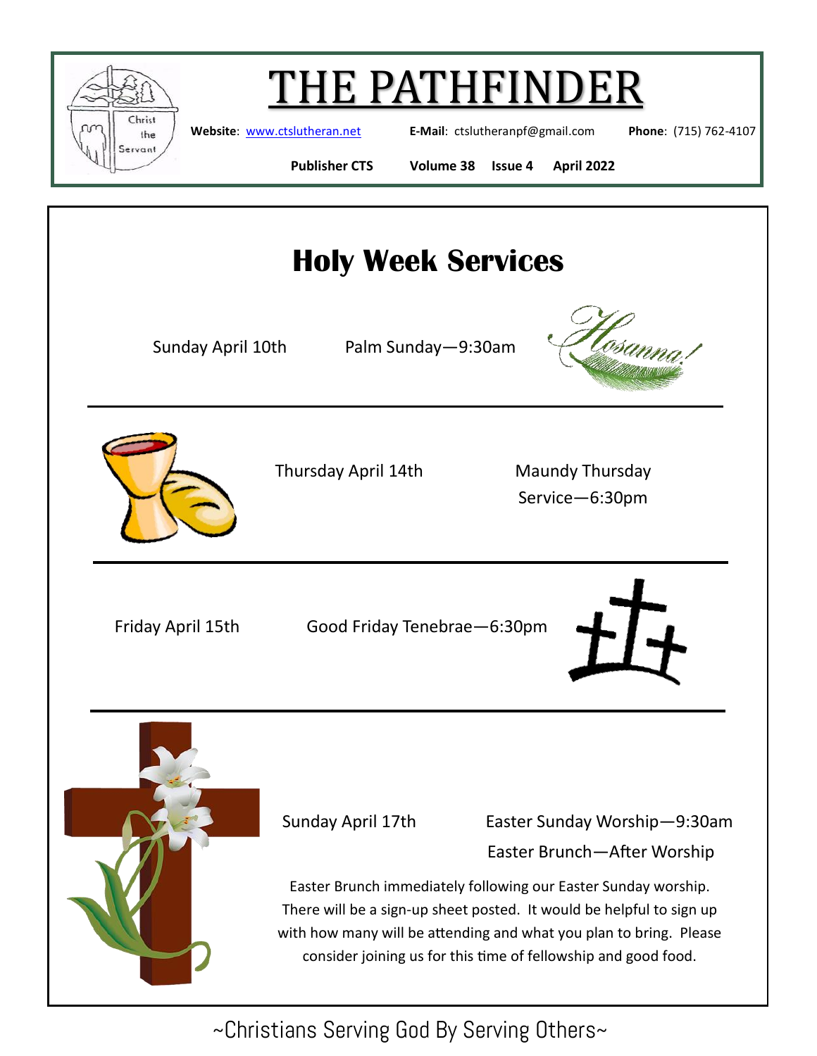# THE PATHFINDER

**Website**: www.ctslutheran.net **E-Mail**: ctslutheranpf@gmail.com **Phone**: (715) 762-4107

**Publisher CTS** **Volume 38** **Issue 4** **April 2022**

## Holy Week Services

Sunday April 10th — Palm Sunday—9:30am

Hosanna!

Thursday April 14th — Maundy Thursday Service—6:30pm

Friday April 15th — Good Friday Tenebrae—6:30pm

Sunday April 17th — Easter Sunday Worship—9:30am
Easter Brunch—After Worship

Easter Brunch immediately following our Easter Sunday worship. There will be a sign-up sheet posted. It would be helpful to sign up with how many will be attending and what you plan to bring. Please consider joining us for this time of fellowship and good food.

~Christians Serving God By Serving Others~